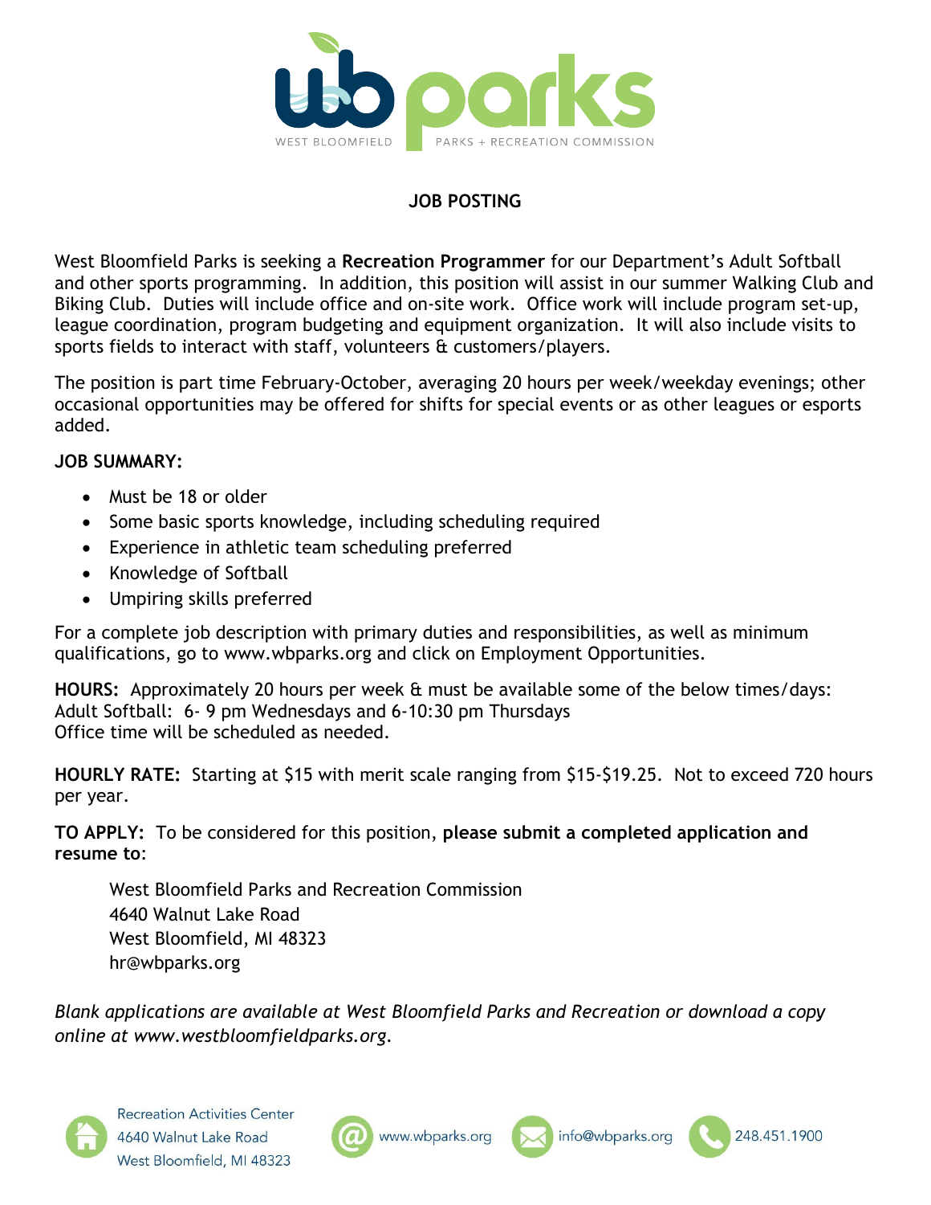wb parks
WEST BLOOMFIELD PARKS + RECREATION COMMISSION

# JOB POSTING

West Bloomfield Parks is seeking a **Recreation Programmer** for our Department's Adult Softball and other sports programming. In addition, this position will assist in our summer Walking Club and Biking Club. Duties will include office and on-site work. Office work will include program set-up, league coordination, program budgeting and equipment organization. It will also include visits to sports fields to interact with staff, volunteers & customers/players.

The position is part time February-October, averaging 20 hours per week/weekday evenings; other occasional opportunities may be offered for shifts for special events or as other leagues or esports added.

**JOB SUMMARY:**

- Must be 18 or older
- Some basic sports knowledge, including scheduling required
- Experience in athletic team scheduling preferred
- Knowledge of Softball
- Umpiring skills preferred

For a complete job description with primary duties and responsibilities, as well as minimum qualifications, go to www.wbparks.org and click on Employment Opportunities.

**HOURS:** Approximately 20 hours per week & must be available some of the below times/days:
Adult Softball: 6- 9 pm Wednesdays and 6-10:30 pm Thursdays
Office time will be scheduled as needed.

**HOURLY RATE:** Starting at $15 with merit scale ranging from $15-$19.25. Not to exceed 720 hours per year.

**TO APPLY:** To be considered for this position, **please submit a completed application and resume to**:

West Bloomfield Parks and Recreation Commission
4640 Walnut Lake Road
West Bloomfield, MI 48323
hr@wbparks.org

*Blank applications are available at West Bloomfield Parks and Recreation or download a copy online at www.westbloomfieldparks.org.*

Recreation Activities Center
4640 Walnut Lake Road
West Bloomfield, MI 48323

www.wbparks.org

info@wbparks.org

248.451.1900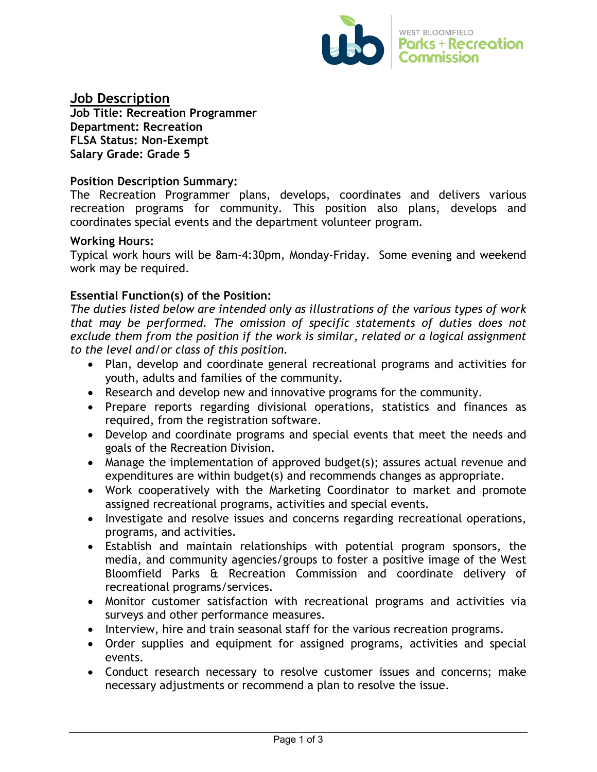## Job Description

**Job Title: Recreation Programmer**
**Department: Recreation**
**FLSA Status: Non-Exempt**
**Salary Grade: Grade 5**

### Position Description Summary:

The Recreation Programmer plans, develops, coordinates and delivers various recreation programs for community. This position also plans, develops and coordinates special events and the department volunteer program.

### Working Hours:

Typical work hours will be 8am-4:30pm, Monday-Friday. Some evening and weekend work may be required.

### Essential Function(s) of the Position:

*The duties listed below are intended only as illustrations of the various types of work that may be performed. The omission of specific statements of duties does not exclude them from the position if the work is similar, related or a logical assignment to the level and/or class of this position.*

- Plan, develop and coordinate general recreational programs and activities for youth, adults and families of the community.
- Research and develop new and innovative programs for the community.
- Prepare reports regarding divisional operations, statistics and finances as required, from the registration software.
- Develop and coordinate programs and special events that meet the needs and goals of the Recreation Division.
- Manage the implementation of approved budget(s); assures actual revenue and expenditures are within budget(s) and recommends changes as appropriate.
- Work cooperatively with the Marketing Coordinator to market and promote assigned recreational programs, activities and special events.
- Investigate and resolve issues and concerns regarding recreational operations, programs, and activities.
- Establish and maintain relationships with potential program sponsors, the media, and community agencies/groups to foster a positive image of the West Bloomfield Parks & Recreation Commission and coordinate delivery of recreational programs/services.
- Monitor customer satisfaction with recreational programs and activities via surveys and other performance measures.
- Interview, hire and train seasonal staff for the various recreation programs.
- Order supplies and equipment for assigned programs, activities and special events.
- Conduct research necessary to resolve customer issues and concerns; make necessary adjustments or recommend a plan to resolve the issue.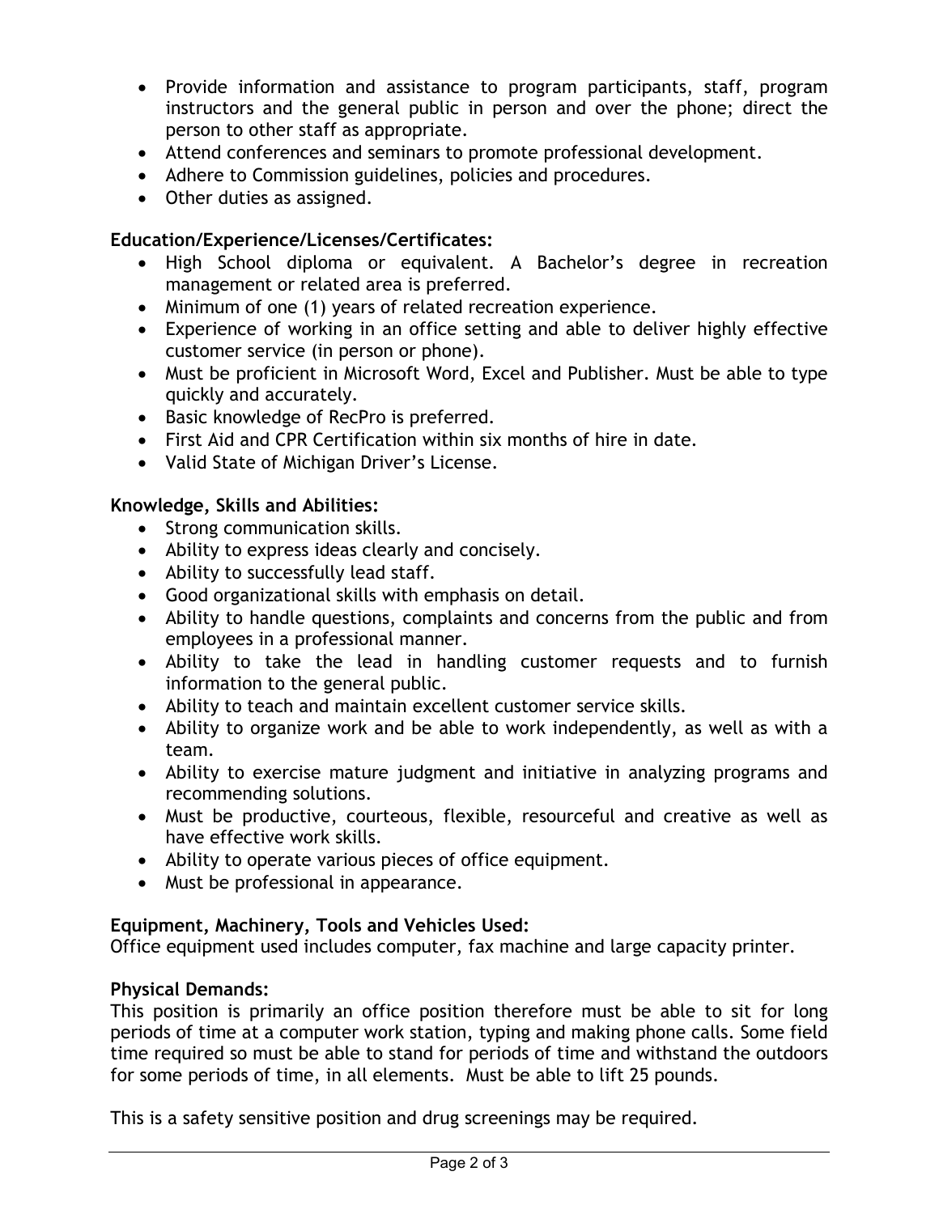- Provide information and assistance to program participants, staff, program instructors and the general public in person and over the phone; direct the person to other staff as appropriate.
- Attend conferences and seminars to promote professional development.
- Adhere to Commission guidelines, policies and procedures.
- Other duties as assigned.

**Education/Experience/Licenses/Certificates:**

- High School diploma or equivalent. A Bachelor's degree in recreation management or related area is preferred.
- Minimum of one (1) years of related recreation experience.
- Experience of working in an office setting and able to deliver highly effective customer service (in person or phone).
- Must be proficient in Microsoft Word, Excel and Publisher. Must be able to type quickly and accurately.
- Basic knowledge of RecPro is preferred.
- First Aid and CPR Certification within six months of hire in date.
- Valid State of Michigan Driver's License.

**Knowledge, Skills and Abilities:**

- Strong communication skills.
- Ability to express ideas clearly and concisely.
- Ability to successfully lead staff.
- Good organizational skills with emphasis on detail.
- Ability to handle questions, complaints and concerns from the public and from employees in a professional manner.
- Ability to take the lead in handling customer requests and to furnish information to the general public.
- Ability to teach and maintain excellent customer service skills.
- Ability to organize work and be able to work independently, as well as with a team.
- Ability to exercise mature judgment and initiative in analyzing programs and recommending solutions.
- Must be productive, courteous, flexible, resourceful and creative as well as have effective work skills.
- Ability to operate various pieces of office equipment.
- Must be professional in appearance.

**Equipment, Machinery, Tools and Vehicles Used:**

Office equipment used includes computer, fax machine and large capacity printer.

**Physical Demands:**

This position is primarily an office position therefore must be able to sit for long periods of time at a computer work station, typing and making phone calls. Some field time required so must be able to stand for periods of time and withstand the outdoors for some periods of time, in all elements. Must be able to lift 25 pounds.

This is a safety sensitive position and drug screenings may be required.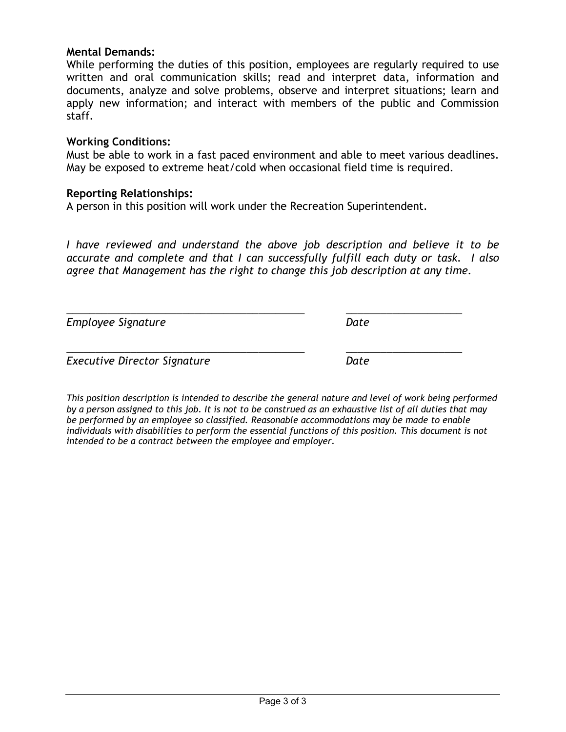**Mental Demands:**
While performing the duties of this position, employees are regularly required to use written and oral communication skills; read and interpret data, information and documents, analyze and solve problems, observe and interpret situations; learn and apply new information; and interact with members of the public and Commission staff.

**Working Conditions:**
Must be able to work in a fast paced environment and able to meet various deadlines. May be exposed to extreme heat/cold when occasional field time is required.

**Reporting Relationships:**
A person in this position will work under the Recreation Superintendent.

*I have reviewed and understand the above job description and believe it to be accurate and complete and that I can successfully fulfill each duty or task. I also agree that Management has the right to change this job description at any time.*

\_\_\_\_\_\_\_\_\_\_\_\_\_\_\_\_\_\_\_\_\_\_\_\_\_\_\_\_\_\_\_\_\_\_\_\_\_\_\_\_\_\_ \_\_\_\_\_\_\_\_\_\_\_\_\_\_\_\_\_\_\_\_\_
*Employee Signature* *Date*

\_\_\_\_\_\_\_\_\_\_\_\_\_\_\_\_\_\_\_\_\_\_\_\_\_\_\_\_\_\_\_\_\_\_\_\_\_\_\_\_\_\_ \_\_\_\_\_\_\_\_\_\_\_\_\_\_\_\_\_\_\_\_\_
*Executive Director Signature* *Date*

*This position description is intended to describe the general nature and level of work being performed by a person assigned to this job. It is not to be construed as an exhaustive list of all duties that may be performed by an employee so classified. Reasonable accommodations may be made to enable individuals with disabilities to perform the essential functions of this position. This document is not intended to be a contract between the employee and employer.*